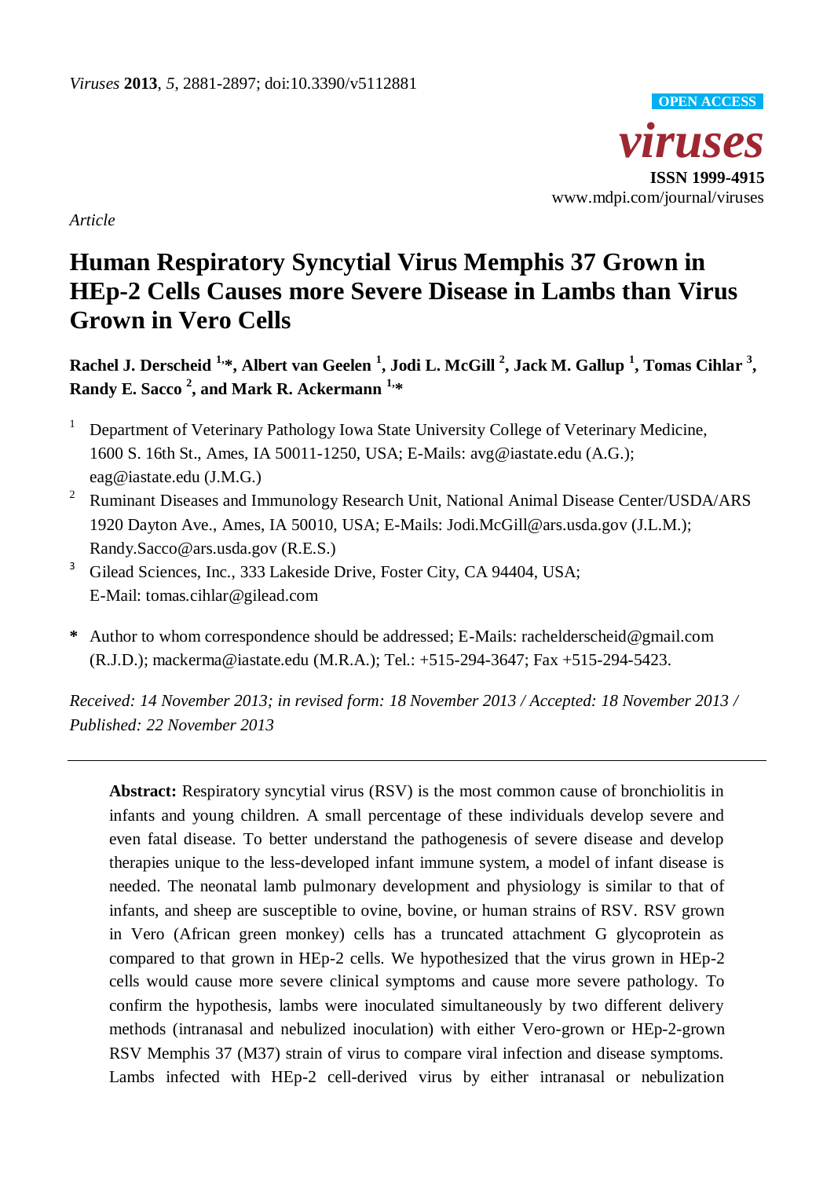*Viruses* **2013**, *5*, 2881-2897; doi:10.3390/v5112881

**OPEN ACCESS**

***viruses***

**ISSN 1999-4915**

www.mdpi.com/journal/viruses

*Article*

# Human Respiratory Syncytial Virus Memphis 37 Grown in HEp-2 Cells Causes more Severe Disease in Lambs than Virus Grown in Vero Cells

**Rachel J. Derscheid [1,*], Albert van Geelen [1], Jodi L. McGill [2], Jack M. Gallup [1], Tomas Cihlar [3], Randy E. Sacco [2], and Mark R. Ackermann [1,*]**

[1] Department of Veterinary Pathology Iowa State University College of Veterinary Medicine, 1600 S. 16th St., Ames, IA 50011-1250, USA; E-Mails: avg@iastate.edu (A.G.); eag@iastate.edu (J.M.G.)

[2] Ruminant Diseases and Immunology Research Unit, National Animal Disease Center/USDA/ARS 1920 Dayton Ave., Ames, IA 50010, USA; E-Mails: Jodi.McGill@ars.usda.gov (J.L.M.); Randy.Sacco@ars.usda.gov (R.E.S.)

[3] Gilead Sciences, Inc., 333 Lakeside Drive, Foster City, CA 94404, USA; E-Mail: tomas.cihlar@gilead.com

**\*** Author to whom correspondence should be addressed; E-Mails: rachelderscheid@gmail.com (R.J.D.); mackerma@iastate.edu (M.R.A.); Tel.: +515-294-3647; Fax +515-294-5423.

*Received: 14 November 2013; in revised form: 18 November 2013 / Accepted: 18 November 2013 / Published: 22 November 2013*

---

**Abstract:** Respiratory syncytial virus (RSV) is the most common cause of bronchiolitis in infants and young children. A small percentage of these individuals develop severe and even fatal disease. To better understand the pathogenesis of severe disease and develop therapies unique to the less-developed infant immune system, a model of infant disease is needed. The neonatal lamb pulmonary development and physiology is similar to that of infants, and sheep are susceptible to ovine, bovine, or human strains of RSV. RSV grown in Vero (African green monkey) cells has a truncated attachment G glycoprotein as compared to that grown in HEp-2 cells. We hypothesized that the virus grown in HEp-2 cells would cause more severe clinical symptoms and cause more severe pathology. To confirm the hypothesis, lambs were inoculated simultaneously by two different delivery methods (intranasal and nebulized inoculation) with either Vero-grown or HEp-2-grown RSV Memphis 37 (M37) strain of virus to compare viral infection and disease symptoms. Lambs infected with HEp-2 cell-derived virus by either intranasal or nebulization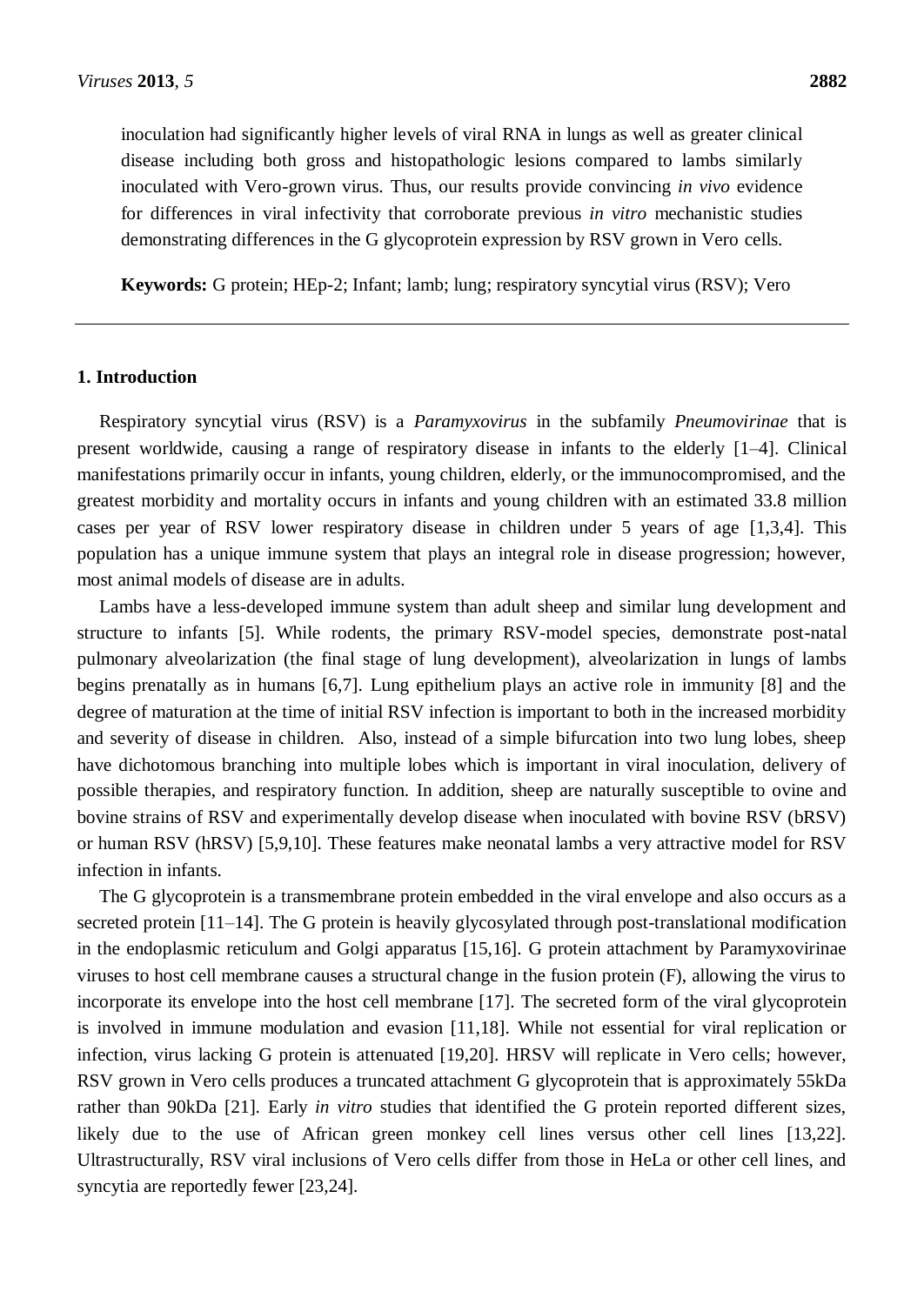inoculation had significantly higher levels of viral RNA in lungs as well as greater clinical disease including both gross and histopathologic lesions compared to lambs similarly inoculated with Vero-grown virus. Thus, our results provide convincing *in vivo* evidence for differences in viral infectivity that corroborate previous *in vitro* mechanistic studies demonstrating differences in the G glycoprotein expression by RSV grown in Vero cells.

**Keywords:** G protein; HEp-2; Infant; lamb; lung; respiratory syncytial virus (RSV); Vero

## 1. Introduction

Respiratory syncytial virus (RSV) is a *Paramyxovirus* in the subfamily *Pneumovirinae* that is present worldwide, causing a range of respiratory disease in infants to the elderly [1–4]. Clinical manifestations primarily occur in infants, young children, elderly, or the immunocompromised, and the greatest morbidity and mortality occurs in infants and young children with an estimated 33.8 million cases per year of RSV lower respiratory disease in children under 5 years of age [1,3,4]. This population has a unique immune system that plays an integral role in disease progression; however, most animal models of disease are in adults.

Lambs have a less-developed immune system than adult sheep and similar lung development and structure to infants [5]. While rodents, the primary RSV-model species, demonstrate post-natal pulmonary alveolarization (the final stage of lung development), alveolarization in lungs of lambs begins prenatally as in humans [6,7]. Lung epithelium plays an active role in immunity [8] and the degree of maturation at the time of initial RSV infection is important to both in the increased morbidity and severity of disease in children. Also, instead of a simple bifurcation into two lung lobes, sheep have dichotomous branching into multiple lobes which is important in viral inoculation, delivery of possible therapies, and respiratory function. In addition, sheep are naturally susceptible to ovine and bovine strains of RSV and experimentally develop disease when inoculated with bovine RSV (bRSV) or human RSV (hRSV) [5,9,10]. These features make neonatal lambs a very attractive model for RSV infection in infants.

The G glycoprotein is a transmembrane protein embedded in the viral envelope and also occurs as a secreted protein [11–14]. The G protein is heavily glycosylated through post-translational modification in the endoplasmic reticulum and Golgi apparatus [15,16]. G protein attachment by Paramyxovirinae viruses to host cell membrane causes a structural change in the fusion protein (F), allowing the virus to incorporate its envelope into the host cell membrane [17]. The secreted form of the viral glycoprotein is involved in immune modulation and evasion [11,18]. While not essential for viral replication or infection, virus lacking G protein is attenuated [19,20]. HRSV will replicate in Vero cells; however, RSV grown in Vero cells produces a truncated attachment G glycoprotein that is approximately 55kDa rather than 90kDa [21]. Early *in vitro* studies that identified the G protein reported different sizes, likely due to the use of African green monkey cell lines versus other cell lines [13,22]. Ultrastructurally, RSV viral inclusions of Vero cells differ from those in HeLa or other cell lines, and syncytia are reportedly fewer [23,24].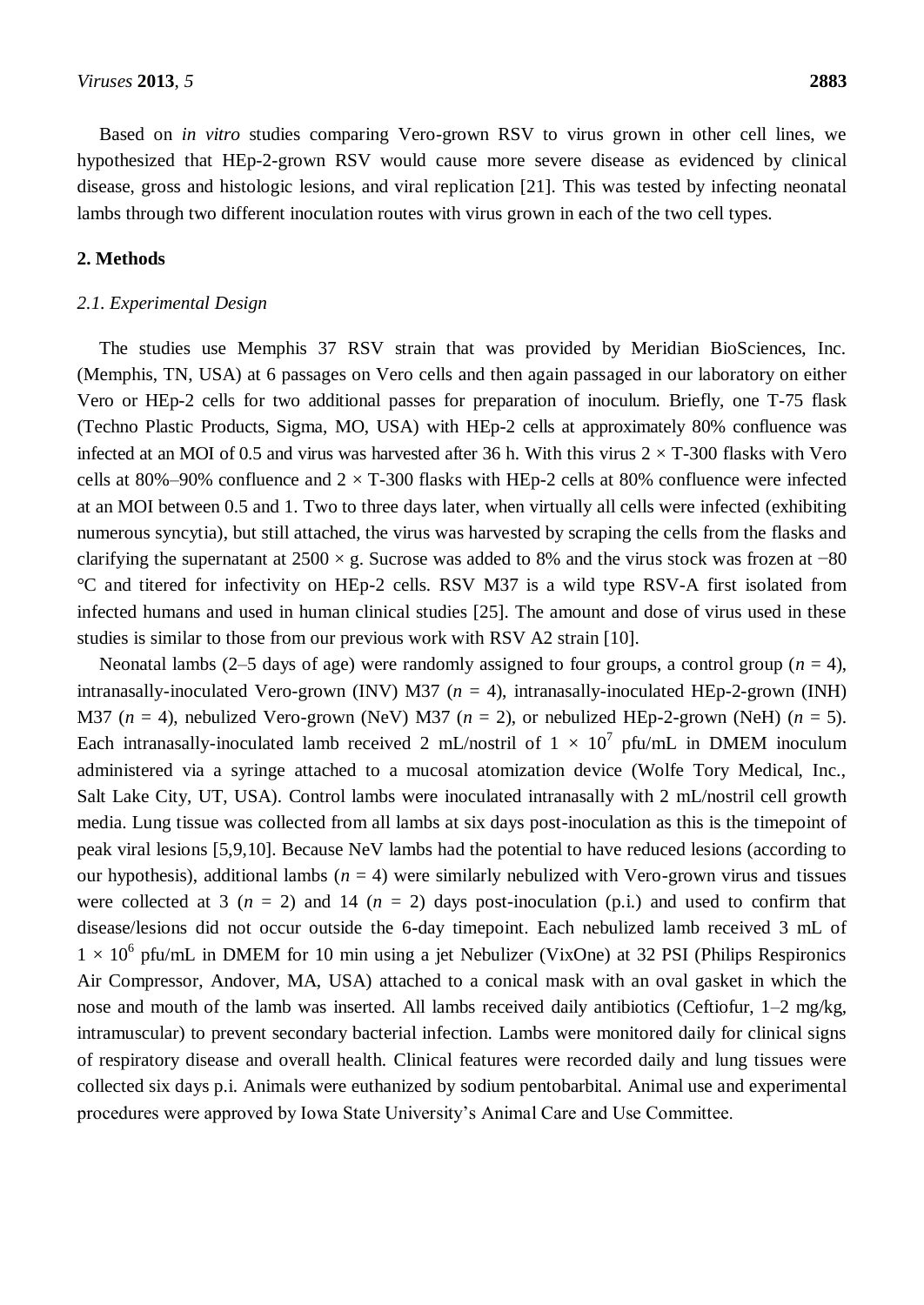Based on *in vitro* studies comparing Vero-grown RSV to virus grown in other cell lines, we hypothesized that HEp-2-grown RSV would cause more severe disease as evidenced by clinical disease, gross and histologic lesions, and viral replication [21]. This was tested by infecting neonatal lambs through two different inoculation routes with virus grown in each of the two cell types.

## 2. Methods

### *2.1. Experimental Design*

The studies use Memphis 37 RSV strain that was provided by Meridian BioSciences, Inc. (Memphis, TN, USA) at 6 passages on Vero cells and then again passaged in our laboratory on either Vero or HEp-2 cells for two additional passes for preparation of inoculum. Briefly, one T-75 flask (Techno Plastic Products, Sigma, MO, USA) with HEp-2 cells at approximately 80% confluence was infected at an MOI of 0.5 and virus was harvested after 36 h. With this virus $2 \times$ T-300 flasks with Vero cells at 80%–90% confluence and $2 \times$ T-300 flasks with HEp-2 cells at 80% confluence were infected at an MOI between 0.5 and 1. Two to three days later, when virtually all cells were infected (exhibiting numerous syncytia), but still attached, the virus was harvested by scraping the cells from the flasks and clarifying the supernatant at $2500 \times$ g. Sucrose was added to 8% and the virus stock was frozen at −80 °C and titered for infectivity on HEp-2 cells. RSV M37 is a wild type RSV-A first isolated from infected humans and used in human clinical studies [25]. The amount and dose of virus used in these studies is similar to those from our previous work with RSV A2 strain [10].

Neonatal lambs (2–5 days of age) were randomly assigned to four groups, a control group ($n$ = 4), intranasally-inoculated Vero-grown (INV) M37 ($n$ = 4), intranasally-inoculated HEp-2-grown (INH) M37 ($n$ = 4), nebulized Vero-grown (NeV) M37 ($n$ = 2), or nebulized HEp-2-grown (NeH) ($n$ = 5). Each intranasally-inoculated lamb received 2 mL/nostril of $1 \times 10^7$ pfu/mL in DMEM inoculum administered via a syringe attached to a mucosal atomization device (Wolfe Tory Medical, Inc., Salt Lake City, UT, USA). Control lambs were inoculated intranasally with 2 mL/nostril cell growth media. Lung tissue was collected from all lambs at six days post-inoculation as this is the timepoint of peak viral lesions [5,9,10]. Because NeV lambs had the potential to have reduced lesions (according to our hypothesis), additional lambs ($n$ = 4) were similarly nebulized with Vero-grown virus and tissues were collected at 3 ($n$ = 2) and 14 ($n$ = 2) days post-inoculation (p.i.) and used to confirm that disease/lesions did not occur outside the 6-day timepoint. Each nebulized lamb received 3 mL of $1 \times 10^6$ pfu/mL in DMEM for 10 min using a jet Nebulizer (VixOne) at 32 PSI (Philips Respironics Air Compressor, Andover, MA, USA) attached to a conical mask with an oval gasket in which the nose and mouth of the lamb was inserted. All lambs received daily antibiotics (Ceftiofur, 1–2 mg/kg, intramuscular) to prevent secondary bacterial infection. Lambs were monitored daily for clinical signs of respiratory disease and overall health. Clinical features were recorded daily and lung tissues were collected six days p.i. Animals were euthanized by sodium pentobarbital. Animal use and experimental procedures were approved by Iowa State University's Animal Care and Use Committee.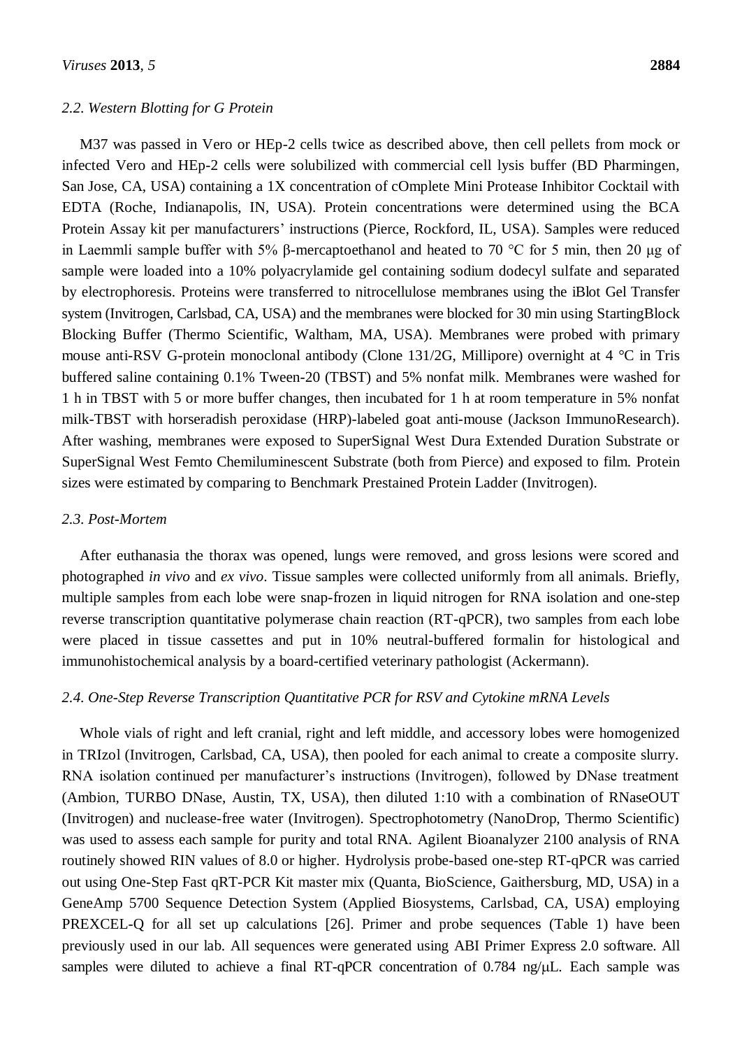### 2.2. Western Blotting for G Protein

M37 was passed in Vero or HEp-2 cells twice as described above, then cell pellets from mock or infected Vero and HEp-2 cells were solubilized with commercial cell lysis buffer (BD Pharmingen, San Jose, CA, USA) containing a 1X concentration of cOmplete Mini Protease Inhibitor Cocktail with EDTA (Roche, Indianapolis, IN, USA). Protein concentrations were determined using the BCA Protein Assay kit per manufacturers' instructions (Pierce, Rockford, IL, USA). Samples were reduced in Laemmli sample buffer with 5% β-mercaptoethanol and heated to 70 °C for 5 min, then 20 μg of sample were loaded into a 10% polyacrylamide gel containing sodium dodecyl sulfate and separated by electrophoresis. Proteins were transferred to nitrocellulose membranes using the iBlot Gel Transfer system (Invitrogen, Carlsbad, CA, USA) and the membranes were blocked for 30 min using StartingBlock Blocking Buffer (Thermo Scientific, Waltham, MA, USA). Membranes were probed with primary mouse anti-RSV G-protein monoclonal antibody (Clone 131/2G, Millipore) overnight at 4 °C in Tris buffered saline containing 0.1% Tween-20 (TBST) and 5% nonfat milk. Membranes were washed for 1 h in TBST with 5 or more buffer changes, then incubated for 1 h at room temperature in 5% nonfat milk-TBST with horseradish peroxidase (HRP)-labeled goat anti-mouse (Jackson ImmunoResearch). After washing, membranes were exposed to SuperSignal West Dura Extended Duration Substrate or SuperSignal West Femto Chemiluminescent Substrate (both from Pierce) and exposed to film. Protein sizes were estimated by comparing to Benchmark Prestained Protein Ladder (Invitrogen).

### 2.3. Post-Mortem

After euthanasia the thorax was opened, lungs were removed, and gross lesions were scored and photographed *in vivo* and *ex vivo*. Tissue samples were collected uniformly from all animals. Briefly, multiple samples from each lobe were snap-frozen in liquid nitrogen for RNA isolation and one-step reverse transcription quantitative polymerase chain reaction (RT-qPCR), two samples from each lobe were placed in tissue cassettes and put in 10% neutral-buffered formalin for histological and immunohistochemical analysis by a board-certified veterinary pathologist (Ackermann).

### 2.4. One-Step Reverse Transcription Quantitative PCR for RSV and Cytokine mRNA Levels

Whole vials of right and left cranial, right and left middle, and accessory lobes were homogenized in TRIzol (Invitrogen, Carlsbad, CA, USA), then pooled for each animal to create a composite slurry. RNA isolation continued per manufacturer's instructions (Invitrogen), followed by DNase treatment (Ambion, TURBO DNase, Austin, TX, USA), then diluted 1:10 with a combination of RNaseOUT (Invitrogen) and nuclease-free water (Invitrogen). Spectrophotometry (NanoDrop, Thermo Scientific) was used to assess each sample for purity and total RNA. Agilent Bioanalyzer 2100 analysis of RNA routinely showed RIN values of 8.0 or higher. Hydrolysis probe-based one-step RT-qPCR was carried out using One-Step Fast qRT-PCR Kit master mix (Quanta, BioScience, Gaithersburg, MD, USA) in a GeneAmp 5700 Sequence Detection System (Applied Biosystems, Carlsbad, CA, USA) employing PREXCEL-Q for all set up calculations [26]. Primer and probe sequences (Table 1) have been previously used in our lab. All sequences were generated using ABI Primer Express 2.0 software. All samples were diluted to achieve a final RT-qPCR concentration of 0.784 ng/μL. Each sample was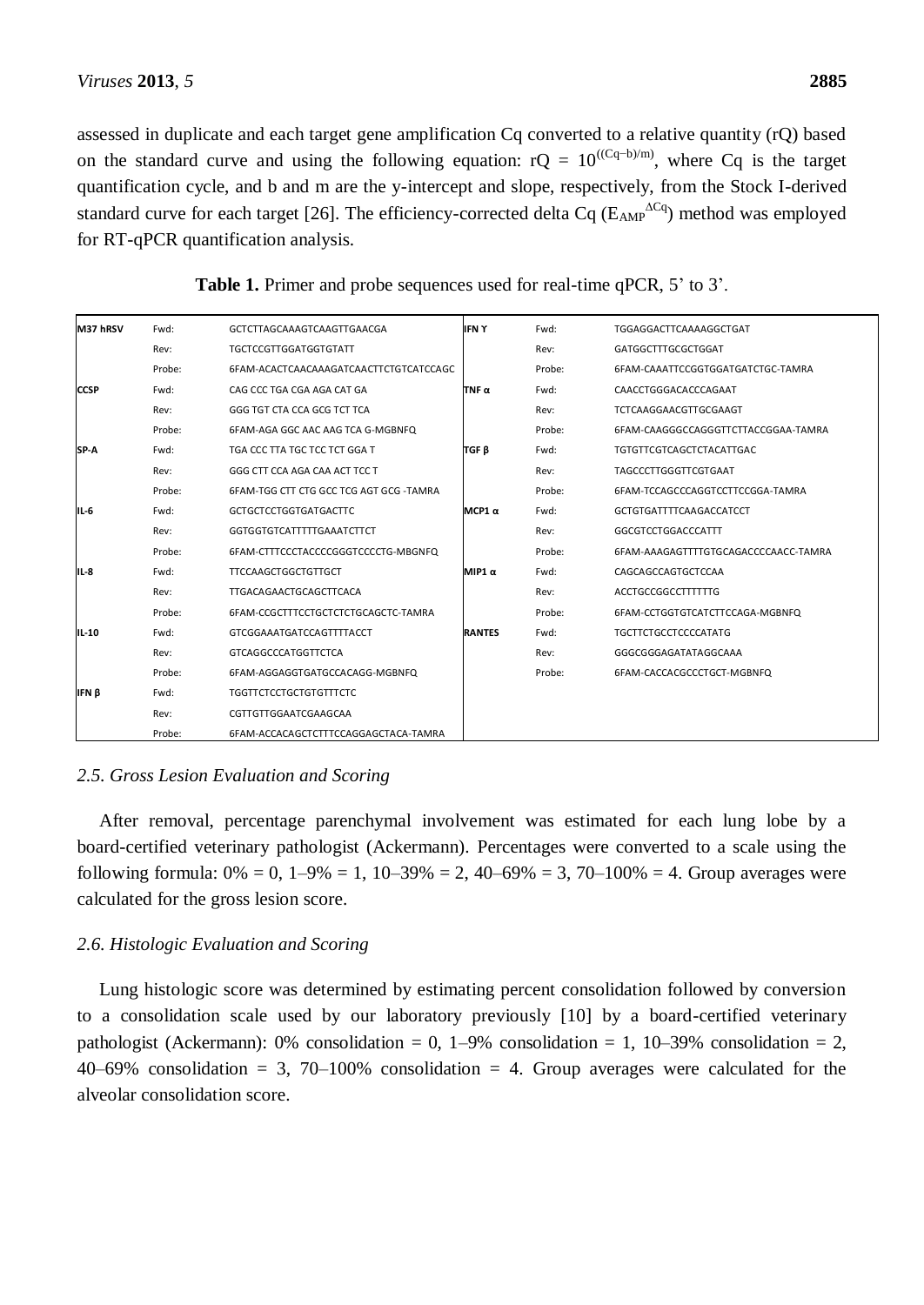assessed in duplicate and each target gene amplification Cq converted to a relative quantity (rQ) based on the standard curve and using the following equation: $rQ = 10^{((Cq-b)/m)}$, where Cq is the target quantification cycle, and b and m are the y-intercept and slope, respectively, from the Stock I-derived standard curve for each target [26]. The efficiency-corrected delta Cq ($E_{AMP}^{\Delta Cq}$) method was employed for RT-qPCR quantification analysis.

**Table 1.** Primer and probe sequences used for real-time qPCR, 5' to 3'.

| | | | | | |
|---|---|---|---|---|---|
| **M37 hRSV** | Fwd: | GCTCTTAGCAAAGTCAAGTTGAACGA | **IFN Υ** | Fwd: | TGGAGGACTTCAAAAGGCTGAT |
| | Rev: | TGCTCCGTTGGATGGTGTATT | | Rev: | GATGGCTTTGCGCTGGAT |
| | Probe: | 6FAM-ACACTCAACAAAGATCAACTTCTGTCATCCAGC | | Probe: | 6FAM-CAAATTCCGGTGGATGATCTGC-TAMRA |
| **CCSP** | Fwd: | CAG CCC TGA CGA AGA CAT GA | **TNF α** | Fwd: | CAACCTGGGACACCCAGAAT |
| | Rev: | GGG TGT CTA CCA GCG TCT TCA | | Rev: | TCTCAAGGAACGTTGCGAAGT |
| | Probe: | 6FAM-AGA GGC AAC AAG TCA G-MGBNFQ | | Probe: | 6FAM-CAAGGGCCAGGGTTCTTACCGGAA-TAMRA |
| **SP-A** | Fwd: | TGA CCC TTA TGC TCC TCT GGA T | **TGF β** | Fwd: | TGTGTTCGTCAGCTCTACATTGAC |
| | Rev: | GGG CTT CCA AGA CAA ACT TCC T | | Rev: | TAGCCCTTGGGTTCGTGAAT |
| | Probe: | 6FAM-TGG CTT CTG GCC TCG AGT GCG -TAMRA | | Probe: | 6FAM-TCCAGCCCAGGTCCTTCCGGA-TAMRA |
| **IL-6** | Fwd: | GCTGCTCCTGGTGATGACTTC | **MCP1 α** | Fwd: | GCTGTGATTTTCAAGACCATCCT |
| | Rev: | GGTGGTGTCATTTTTGAAATCTTCT | | Rev: | GGCGTCCTGGACCCATTT |
| | Probe: | 6FAM-CTTTCCCTACCCCGGGTCCCCTG-MBGNFQ | | Probe: | 6FAM-AAAGAGTTTTGTGCAGACCCCAACC-TAMRA |
| **IL-8** | Fwd: | TTCCAAGCTGGCTGTTGCT | **MIP1 α** | Fwd: | CAGCAGCCAGTGCTCCAA |
| | Rev: | TTGACAGAACTGCAGCTTCACA | | Rev: | ACCTGCCGGCCTTTTTTG |
| | Probe: | 6FAM-CCGCTTTCCTGCTCTCTGCAGCTC-TAMRA | | Probe: | 6FAM-CCTGGTGTCATCTTCCAGA-MGBNFQ |
| **IL-10** | Fwd: | GTCGGAAATGATCCAGTTTTACCT | **RANTES** | Fwd: | TGCTTCTGCCTCCCCATATG |
| | Rev: | GTCAGGCCCATGGTTCTCA | | Rev: | GGGCGGGAGATATAGGCAAA |
| | Probe: | 6FAM-AGGAGGTGATGCCACAGG-MGBNFQ | | Probe: | 6FAM-CACCACGCCCTGCT-MGBNFQ |
| **IFN β** | Fwd: | TGGTTCTCCTGCTGTGTTTCTC | | | |
| | Rev: | CGTTGTTGGAATCGAAGCAA | | | |
| | Probe: | 6FAM-ACCACAGCTCTTTCCAGGAGCTACA-TAMRA | | | |

### 2.5. Gross Lesion Evaluation and Scoring

After removal, percentage parenchymal involvement was estimated for each lung lobe by a board-certified veterinary pathologist (Ackermann). Percentages were converted to a scale using the following formula: 0% = 0, 1–9% = 1, 10–39% = 2, 40–69% = 3, 70–100% = 4. Group averages were calculated for the gross lesion score.

### 2.6. Histologic Evaluation and Scoring

Lung histologic score was determined by estimating percent consolidation followed by conversion to a consolidation scale used by our laboratory previously [10] by a board-certified veterinary pathologist (Ackermann): 0% consolidation = 0, 1–9% consolidation = 1, 10–39% consolidation = 2, 40–69% consolidation = 3, 70–100% consolidation = 4. Group averages were calculated for the alveolar consolidation score.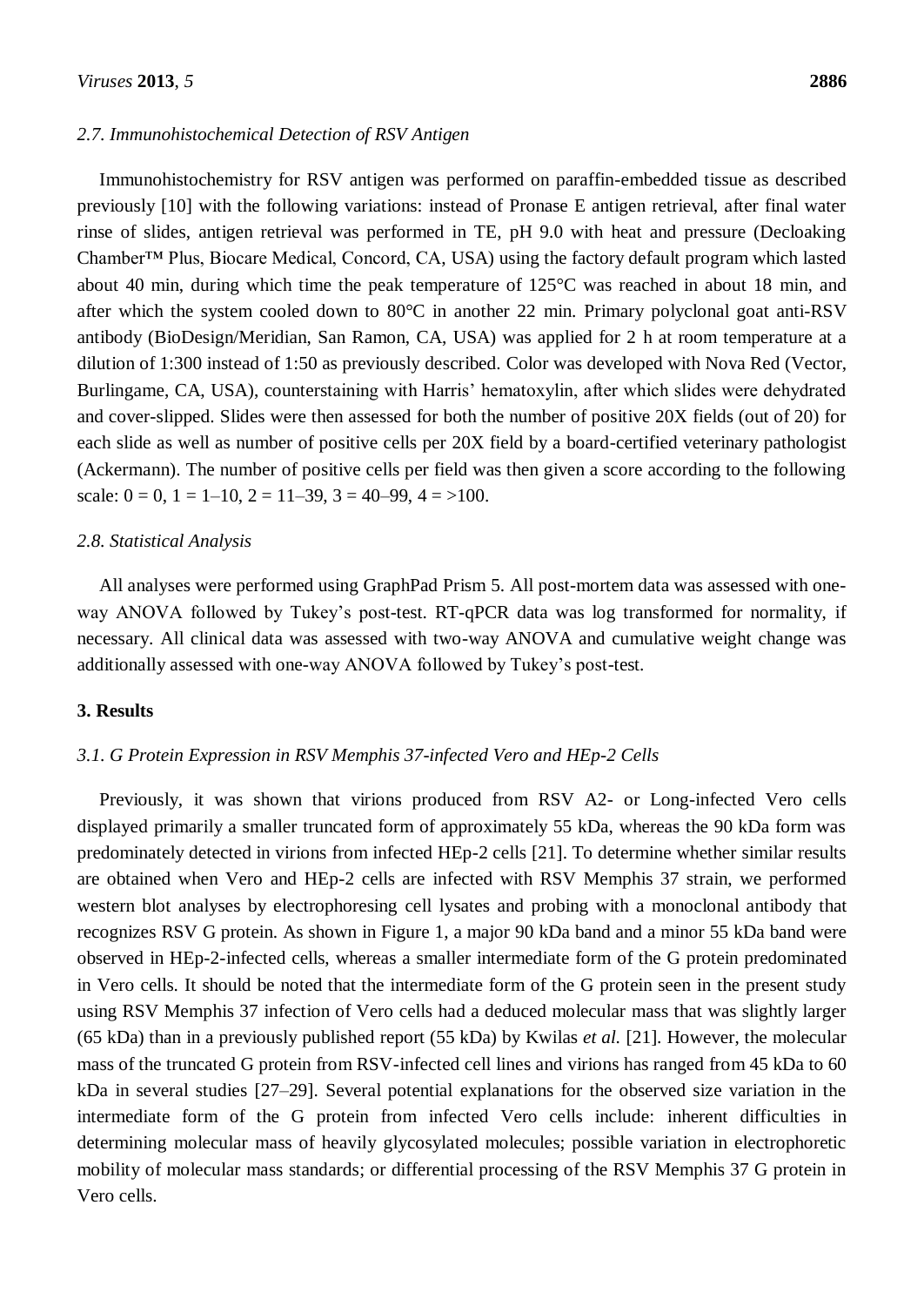### 2.7. Immunohistochemical Detection of RSV Antigen

Immunohistochemistry for RSV antigen was performed on paraffin-embedded tissue as described previously [10] with the following variations: instead of Pronase E antigen retrieval, after final water rinse of slides, antigen retrieval was performed in TE, pH 9.0 with heat and pressure (Decloaking Chamber™ Plus, Biocare Medical, Concord, CA, USA) using the factory default program which lasted about 40 min, during which time the peak temperature of 125°C was reached in about 18 min, and after which the system cooled down to 80°C in another 22 min. Primary polyclonal goat anti-RSV antibody (BioDesign/Meridian, San Ramon, CA, USA) was applied for 2 h at room temperature at a dilution of 1:300 instead of 1:50 as previously described. Color was developed with Nova Red (Vector, Burlingame, CA, USA), counterstaining with Harris' hematoxylin, after which slides were dehydrated and cover-slipped. Slides were then assessed for both the number of positive 20X fields (out of 20) for each slide as well as number of positive cells per 20X field by a board-certified veterinary pathologist (Ackermann). The number of positive cells per field was then given a score according to the following scale: 0 = 0, 1 = 1–10, 2 = 11–39, 3 = 40–99, 4 = >100.

### 2.8. Statistical Analysis

All analyses were performed using GraphPad Prism 5. All post-mortem data was assessed with one-way ANOVA followed by Tukey's post-test. RT-qPCR data was log transformed for normality, if necessary. All clinical data was assessed with two-way ANOVA and cumulative weight change was additionally assessed with one-way ANOVA followed by Tukey's post-test.

## 3. Results

### 3.1. G Protein Expression in RSV Memphis 37-infected Vero and HEp-2 Cells

Previously, it was shown that virions produced from RSV A2- or Long-infected Vero cells displayed primarily a smaller truncated form of approximately 55 kDa, whereas the 90 kDa form was predominately detected in virions from infected HEp-2 cells [21]. To determine whether similar results are obtained when Vero and HEp-2 cells are infected with RSV Memphis 37 strain, we performed western blot analyses by electrophoresing cell lysates and probing with a monoclonal antibody that recognizes RSV G protein. As shown in Figure 1, a major 90 kDa band and a minor 55 kDa band were observed in HEp-2-infected cells, whereas a smaller intermediate form of the G protein predominated in Vero cells. It should be noted that the intermediate form of the G protein seen in the present study using RSV Memphis 37 infection of Vero cells had a deduced molecular mass that was slightly larger (65 kDa) than in a previously published report (55 kDa) by Kwilas *et al.* [21]. However, the molecular mass of the truncated G protein from RSV-infected cell lines and virions has ranged from 45 kDa to 60 kDa in several studies [27–29]. Several potential explanations for the observed size variation in the intermediate form of the G protein from infected Vero cells include: inherent difficulties in determining molecular mass of heavily glycosylated molecules; possible variation in electrophoretic mobility of molecular mass standards; or differential processing of the RSV Memphis 37 G protein in Vero cells.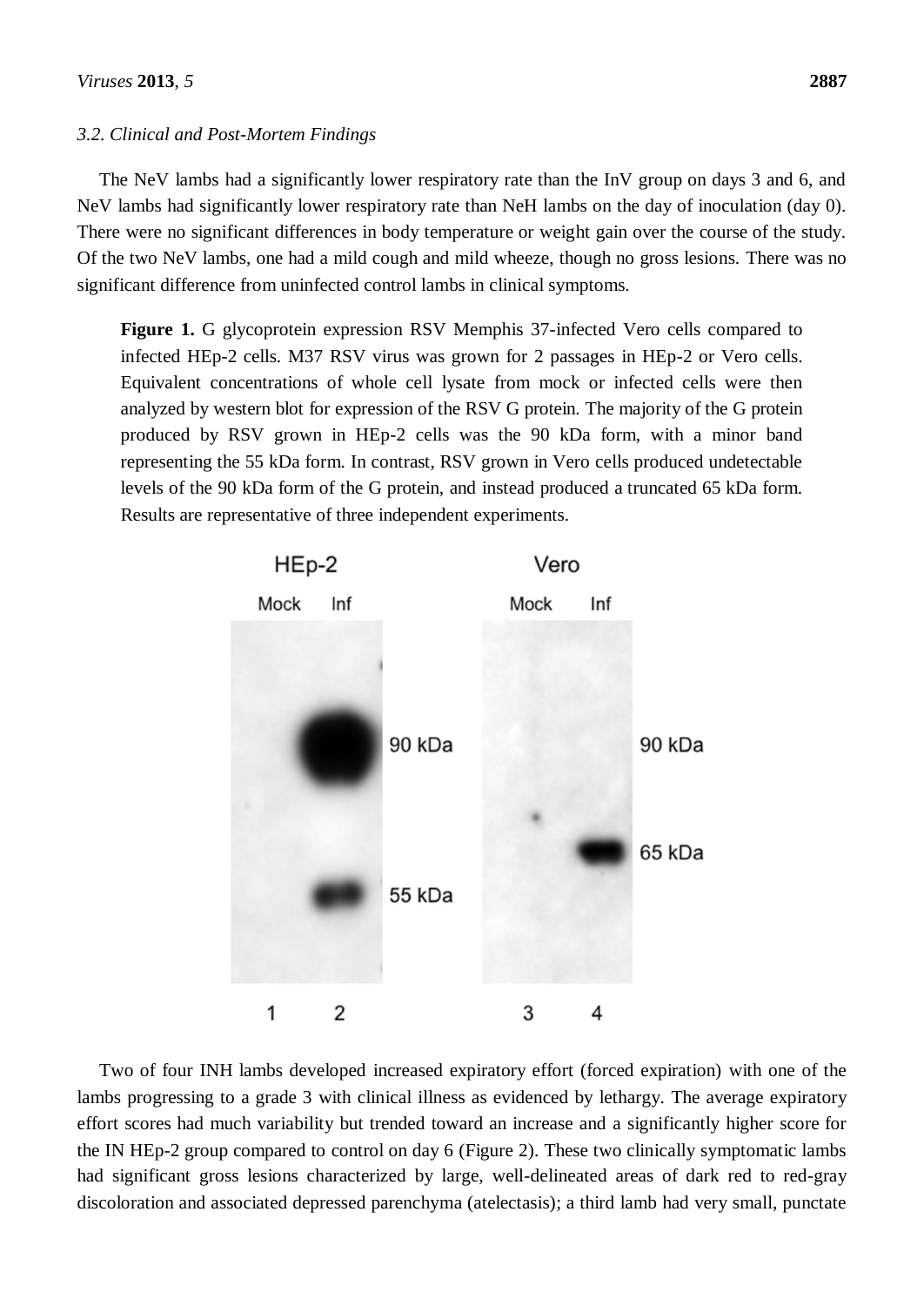### 3.2. Clinical and Post-Mortem Findings

The NeV lambs had a significantly lower respiratory rate than the InV group on days 3 and 6, and NeV lambs had significantly lower respiratory rate than NeH lambs on the day of inoculation (day 0). There were no significant differences in body temperature or weight gain over the course of the study. Of the two NeV lambs, one had a mild cough and mild wheeze, though no gross lesions. There was no significant difference from uninfected control lambs in clinical symptoms.

**Figure 1.** G glycoprotein expression RSV Memphis 37-infected Vero cells compared to infected HEp-2 cells. M37 RSV virus was grown for 2 passages in HEp-2 or Vero cells. Equivalent concentrations of whole cell lysate from mock or infected cells were then analyzed by western blot for expression of the RSV G protein. The majority of the G protein produced by RSV grown in HEp-2 cells was the 90 kDa form, with a minor band representing the 55 kDa form. In contrast, RSV grown in Vero cells produced undetectable levels of the 90 kDa form of the G protein, and instead produced a truncated 65 kDa form. Results are representative of three independent experiments.

Two of four INH lambs developed increased expiratory effort (forced expiration) with one of the lambs progressing to a grade 3 with clinical illness as evidenced by lethargy. The average expiratory effort scores had much variability but trended toward an increase and a significantly higher score for the IN HEp-2 group compared to control on day 6 (Figure 2). These two clinically symptomatic lambs had significant gross lesions characterized by large, well-delineated areas of dark red to red-gray discoloration and associated depressed parenchyma (atelectasis); a third lamb had very small, punctate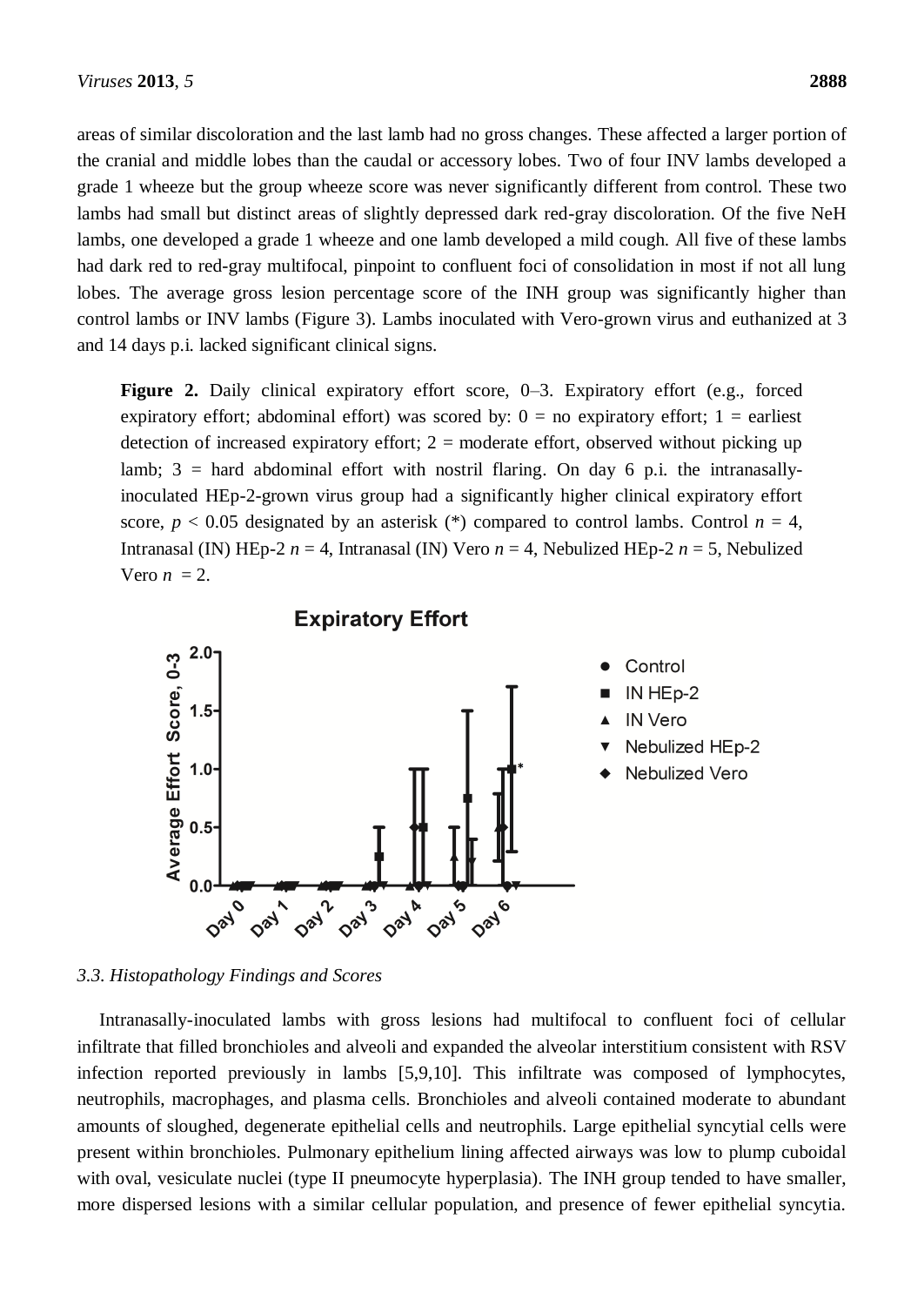areas of similar discoloration and the last lamb had no gross changes. These affected a larger portion of the cranial and middle lobes than the caudal or accessory lobes. Two of four INV lambs developed a grade 1 wheeze but the group wheeze score was never significantly different from control. These two lambs had small but distinct areas of slightly depressed dark red-gray discoloration. Of the five NeH lambs, one developed a grade 1 wheeze and one lamb developed a mild cough. All five of these lambs had dark red to red-gray multifocal, pinpoint to confluent foci of consolidation in most if not all lung lobes. The average gross lesion percentage score of the INH group was significantly higher than control lambs or INV lambs (Figure 3). Lambs inoculated with Vero-grown virus and euthanized at 3 and 14 days p.i. lacked significant clinical signs.

**Figure 2.** Daily clinical expiratory effort score, 0–3. Expiratory effort (e.g., forced expiratory effort; abdominal effort) was scored by: 0 = no expiratory effort; 1 = earliest detection of increased expiratory effort; 2 = moderate effort, observed without picking up lamb; 3 = hard abdominal effort with nostril flaring. On day 6 p.i. the intranasally-inoculated HEp-2-grown virus group had a significantly higher clinical expiratory effort score, $p < 0.05$ designated by an asterisk (*) compared to control lambs. Control $n = 4$, Intranasal (IN) HEp-2 $n = 4$, Intranasal (IN) Vero $n = 4$, Nebulized HEp-2 $n = 5$, Nebulized Vero $n = 2$.

### 3.3. Histopathology Findings and Scores

Intranasally-inoculated lambs with gross lesions had multifocal to confluent foci of cellular infiltrate that filled bronchioles and alveoli and expanded the alveolar interstitium consistent with RSV infection reported previously in lambs [5,9,10]. This infiltrate was composed of lymphocytes, neutrophils, macrophages, and plasma cells. Bronchioles and alveoli contained moderate to abundant amounts of sloughed, degenerate epithelial cells and neutrophils. Large epithelial syncytial cells were present within bronchioles. Pulmonary epithelium lining affected airways was low to plump cuboidal with oval, vesiculate nuclei (type II pneumocyte hyperplasia). The INH group tended to have smaller, more dispersed lesions with a similar cellular population, and presence of fewer epithelial syncytia.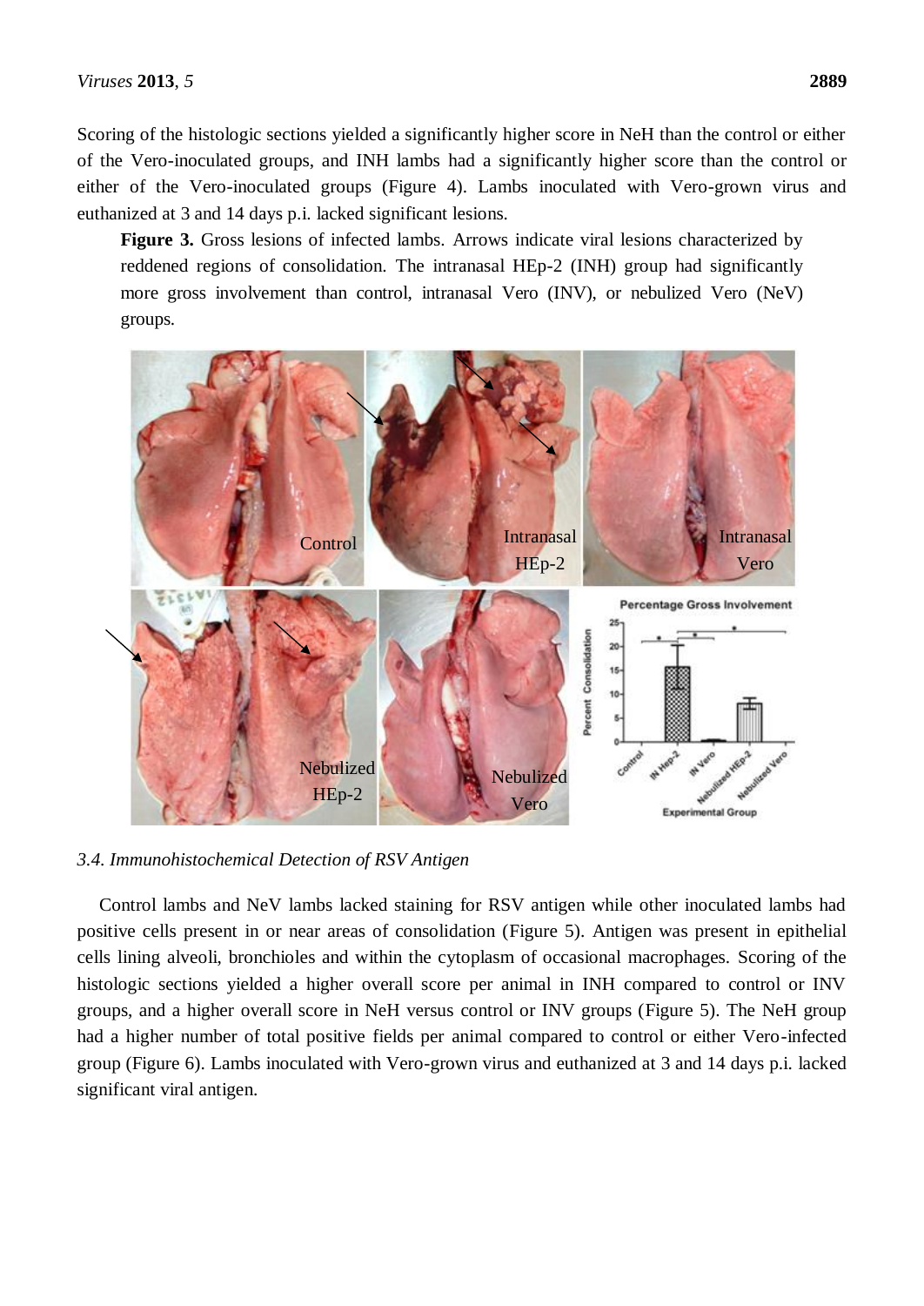Scoring of the histologic sections yielded a significantly higher score in NeH than the control or either of the Vero-inoculated groups, and INH lambs had a significantly higher score than the control or either of the Vero-inoculated groups (Figure 4). Lambs inoculated with Vero-grown virus and euthanized at 3 and 14 days p.i. lacked significant lesions.

**Figure 3.** Gross lesions of infected lambs. Arrows indicate viral lesions characterized by reddened regions of consolidation. The intranasal HEp-2 (INH) group had significantly more gross involvement than control, intranasal Vero (INV), or nebulized Vero (NeV) groups.

### 3.4. Immunohistochemical Detection of RSV Antigen

Control lambs and NeV lambs lacked staining for RSV antigen while other inoculated lambs had positive cells present in or near areas of consolidation (Figure 5). Antigen was present in epithelial cells lining alveoli, bronchioles and within the cytoplasm of occasional macrophages. Scoring of the histologic sections yielded a higher overall score per animal in INH compared to control or INV groups, and a higher overall score in NeH versus control or INV groups (Figure 5). The NeH group had a higher number of total positive fields per animal compared to control or either Vero-infected group (Figure 6). Lambs inoculated with Vero-grown virus and euthanized at 3 and 14 days p.i. lacked significant viral antigen.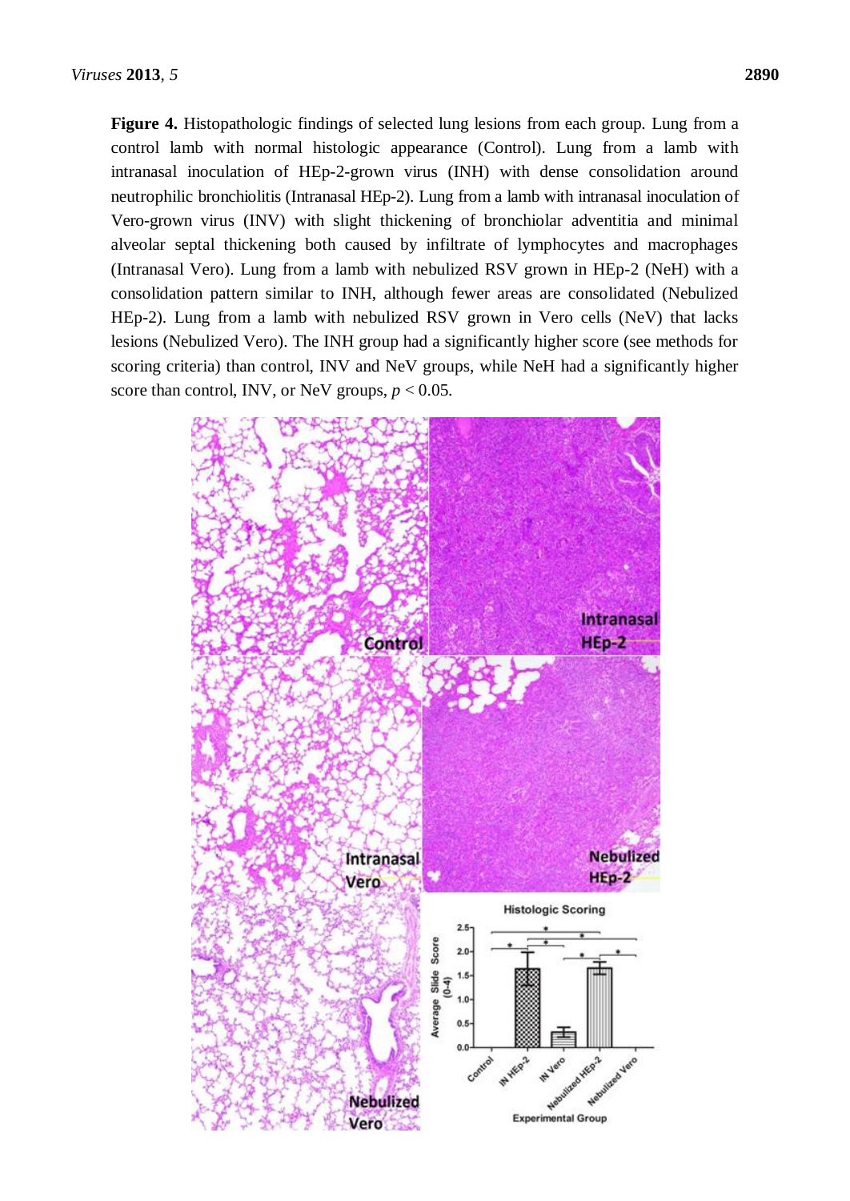**Figure 4.** Histopathologic findings of selected lung lesions from each group. Lung from a control lamb with normal histologic appearance (Control). Lung from a lamb with intranasal inoculation of HEp-2-grown virus (INH) with dense consolidation around neutrophilic bronchiolitis (Intranasal HEp-2). Lung from a lamb with intranasal inoculation of Vero-grown virus (INV) with slight thickening of bronchiolar adventitia and minimal alveolar septal thickening both caused by infiltrate of lymphocytes and macrophages (Intranasal Vero). Lung from a lamb with nebulized RSV grown in HEp-2 (NeH) with a consolidation pattern similar to INH, although fewer areas are consolidated (Nebulized HEp-2). Lung from a lamb with nebulized RSV grown in Vero cells (NeV) that lacks lesions (Nebulized Vero). The INH group had a significantly higher score (see methods for scoring criteria) than control, INV and NeV groups, while NeH had a significantly higher score than control, INV, or NeV groups, $p < 0.05$.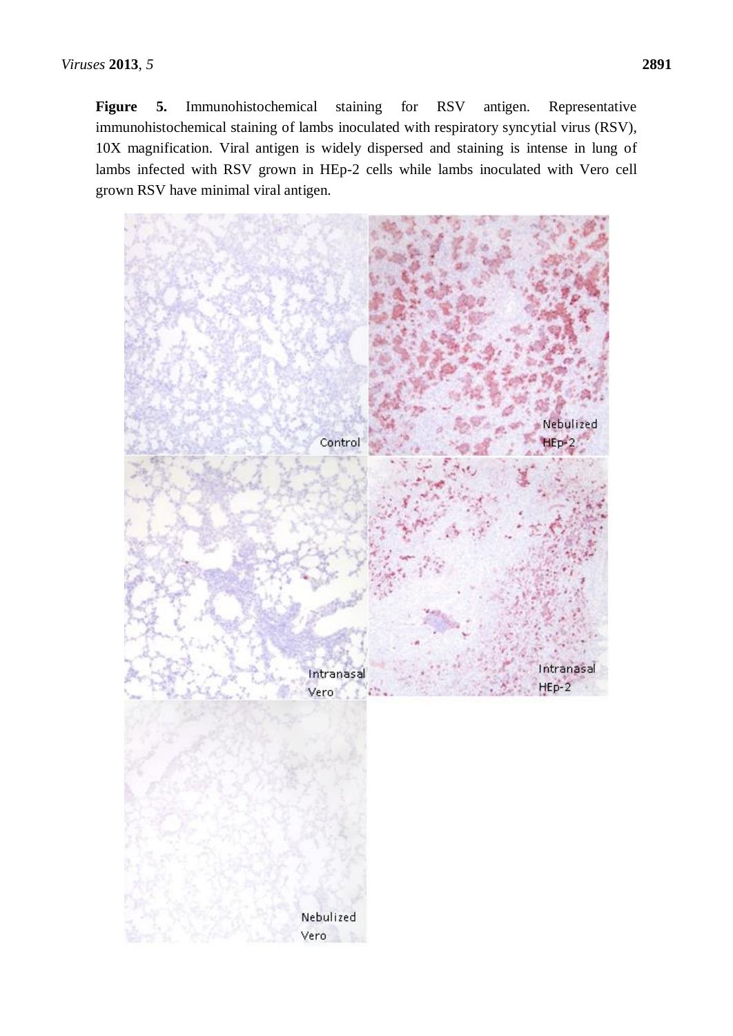**Figure 5.** Immunohistochemical staining for RSV antigen. Representative immunohistochemical staining of lambs inoculated with respiratory syncytial virus (RSV), 10X magnification. Viral antigen is widely dispersed and staining is intense in lung of lambs infected with RSV grown in HEp-2 cells while lambs inoculated with Vero cell grown RSV have minimal viral antigen.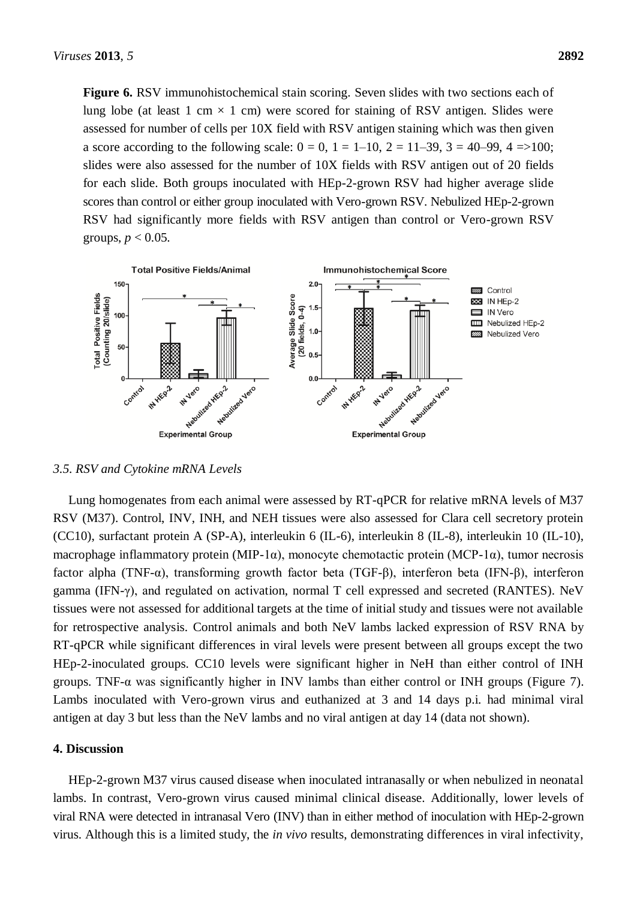**Figure 6.** RSV immunohistochemical stain scoring. Seven slides with two sections each of lung lobe (at least 1 cm × 1 cm) were scored for staining of RSV antigen. Slides were assessed for number of cells per 10X field with RSV antigen staining which was then given a score according to the following scale: 0 = 0, 1 = 1–10, 2 = 11–39, 3 = 40–99, 4 =>100; slides were also assessed for the number of 10X fields with RSV antigen out of 20 fields for each slide. Both groups inoculated with HEp-2-grown RSV had higher average slide scores than control or either group inoculated with Vero-grown RSV. Nebulized HEp-2-grown RSV had significantly more fields with RSV antigen than control or Vero-grown RSV groups, $p < 0.05$.

### 3.5. RSV and Cytokine mRNA Levels

Lung homogenates from each animal were assessed by RT-qPCR for relative mRNA levels of M37 RSV (M37). Control, INV, INH, and NEH tissues were also assessed for Clara cell secretory protein (CC10), surfactant protein A (SP-A), interleukin 6 (IL-6), interleukin 8 (IL-8), interleukin 10 (IL-10), macrophage inflammatory protein (MIP-1α), monocyte chemotactic protein (MCP-1α), tumor necrosis factor alpha (TNF-α), transforming growth factor beta (TGF-β), interferon beta (IFN-β), interferon gamma (IFN-γ), and regulated on activation, normal T cell expressed and secreted (RANTES). NeV tissues were not assessed for additional targets at the time of initial study and tissues were not available for retrospective analysis. Control animals and both NeV lambs lacked expression of RSV RNA by RT-qPCR while significant differences in viral levels were present between all groups except the two HEp-2-inoculated groups. CC10 levels were significant higher in NeH than either control of INH groups. TNF-α was significantly higher in INV lambs than either control or INH groups (Figure 7). Lambs inoculated with Vero-grown virus and euthanized at 3 and 14 days p.i. had minimal viral antigen at day 3 but less than the NeV lambs and no viral antigen at day 14 (data not shown).

## 4. Discussion

HEp-2-grown M37 virus caused disease when inoculated intranasally or when nebulized in neonatal lambs. In contrast, Vero-grown virus caused minimal clinical disease. Additionally, lower levels of viral RNA were detected in intranasal Vero (INV) than in either method of inoculation with HEp-2-grown virus. Although this is a limited study, the *in vivo* results, demonstrating differences in viral infectivity,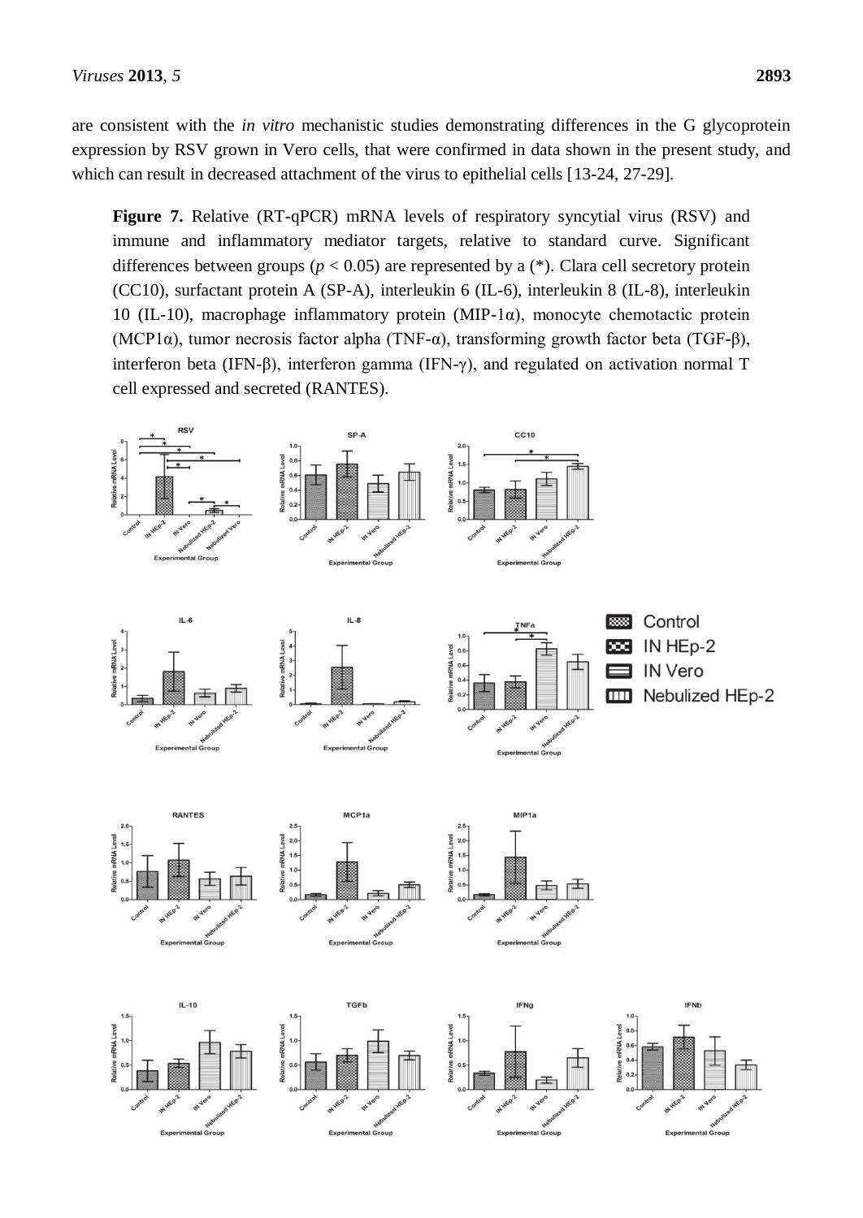are consistent with the *in vitro* mechanistic studies demonstrating differences in the G glycoprotein expression by RSV grown in Vero cells, that were confirmed in data shown in the present study, and which can result in decreased attachment of the virus to epithelial cells [13-24, 27-29].

**Figure 7.** Relative (RT-qPCR) mRNA levels of respiratory syncytial virus (RSV) and immune and inflammatory mediator targets, relative to standard curve. Significant differences between groups ($p < 0.05$) are represented by a (*). Clara cell secretory protein (CC10), surfactant protein A (SP-A), interleukin 6 (IL-6), interleukin 8 (IL-8), interleukin 10 (IL-10), macrophage inflammatory protein (MIP-1α), monocyte chemotactic protein (MCP1α), tumor necrosis factor alpha (TNF-α), transforming growth factor beta (TGF-β), interferon beta (IFN-β), interferon gamma (IFN-γ), and regulated on activation normal T cell expressed and secreted (RANTES).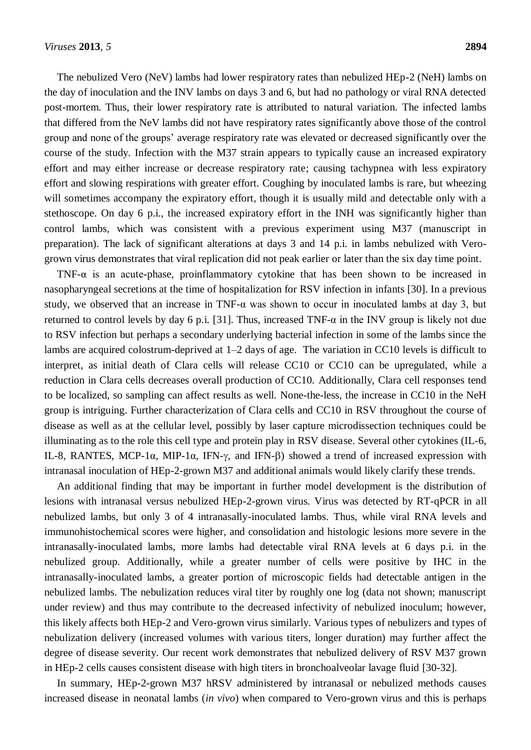The nebulized Vero (NeV) lambs had lower respiratory rates than nebulized HEp-2 (NeH) lambs on the day of inoculation and the INV lambs on days 3 and 6, but had no pathology or viral RNA detected post-mortem. Thus, their lower respiratory rate is attributed to natural variation. The infected lambs that differed from the NeV lambs did not have respiratory rates significantly above those of the control group and none of the groups' average respiratory rate was elevated or decreased significantly over the course of the study. Infection with the M37 strain appears to typically cause an increased expiratory effort and may either increase or decrease respiratory rate; causing tachypnea with less expiratory effort and slowing respirations with greater effort. Coughing by inoculated lambs is rare, but wheezing will sometimes accompany the expiratory effort, though it is usually mild and detectable only with a stethoscope. On day 6 p.i., the increased expiratory effort in the INH was significantly higher than control lambs, which was consistent with a previous experiment using M37 (manuscript in preparation). The lack of significant alterations at days 3 and 14 p.i. in lambs nebulized with Vero-grown virus demonstrates that viral replication did not peak earlier or later than the six day time point.

TNF-α is an acute-phase, proinflammatory cytokine that has been shown to be increased in nasopharyngeal secretions at the time of hospitalization for RSV infection in infants [30]. In a previous study, we observed that an increase in TNF-α was shown to occur in inoculated lambs at day 3, but returned to control levels by day 6 p.i. [31]. Thus, increased TNF-α in the INV group is likely not due to RSV infection but perhaps a secondary underlying bacterial infection in some of the lambs since the lambs are acquired colostrum-deprived at 1–2 days of age. The variation in CC10 levels is difficult to interpret, as initial death of Clara cells will release CC10 or CC10 can be upregulated, while a reduction in Clara cells decreases overall production of CC10. Additionally, Clara cell responses tend to be localized, so sampling can affect results as well. None-the-less, the increase in CC10 in the NeH group is intriguing. Further characterization of Clara cells and CC10 in RSV throughout the course of disease as well as at the cellular level, possibly by laser capture microdissection techniques could be illuminating as to the role this cell type and protein play in RSV disease. Several other cytokines (IL-6, IL-8, RANTES, MCP-1α, MIP-1α, IFN-γ, and IFN-β) showed a trend of increased expression with intranasal inoculation of HEp-2-grown M37 and additional animals would likely clarify these trends.

An additional finding that may be important in further model development is the distribution of lesions with intranasal versus nebulized HEp-2-grown virus. Virus was detected by RT-qPCR in all nebulized lambs, but only 3 of 4 intranasally-inoculated lambs. Thus, while viral RNA levels and immunohistochemical scores were higher, and consolidation and histologic lesions more severe in the intranasally-inoculated lambs, more lambs had detectable viral RNA levels at 6 days p.i. in the nebulized group. Additionally, while a greater number of cells were positive by IHC in the intranasally-inoculated lambs, a greater portion of microscopic fields had detectable antigen in the nebulized lambs. The nebulization reduces viral titer by roughly one log (data not shown; manuscript under review) and thus may contribute to the decreased infectivity of nebulized inoculum; however, this likely affects both HEp-2 and Vero-grown virus similarly. Various types of nebulizers and types of nebulization delivery (increased volumes with various titers, longer duration) may further affect the degree of disease severity. Our recent work demonstrates that nebulized delivery of RSV M37 grown in HEp-2 cells causes consistent disease with high titers in bronchoalveolar lavage fluid [30-32].

In summary, HEp-2-grown M37 hRSV administered by intranasal or nebulized methods causes increased disease in neonatal lambs (*in vivo*) when compared to Vero-grown virus and this is perhaps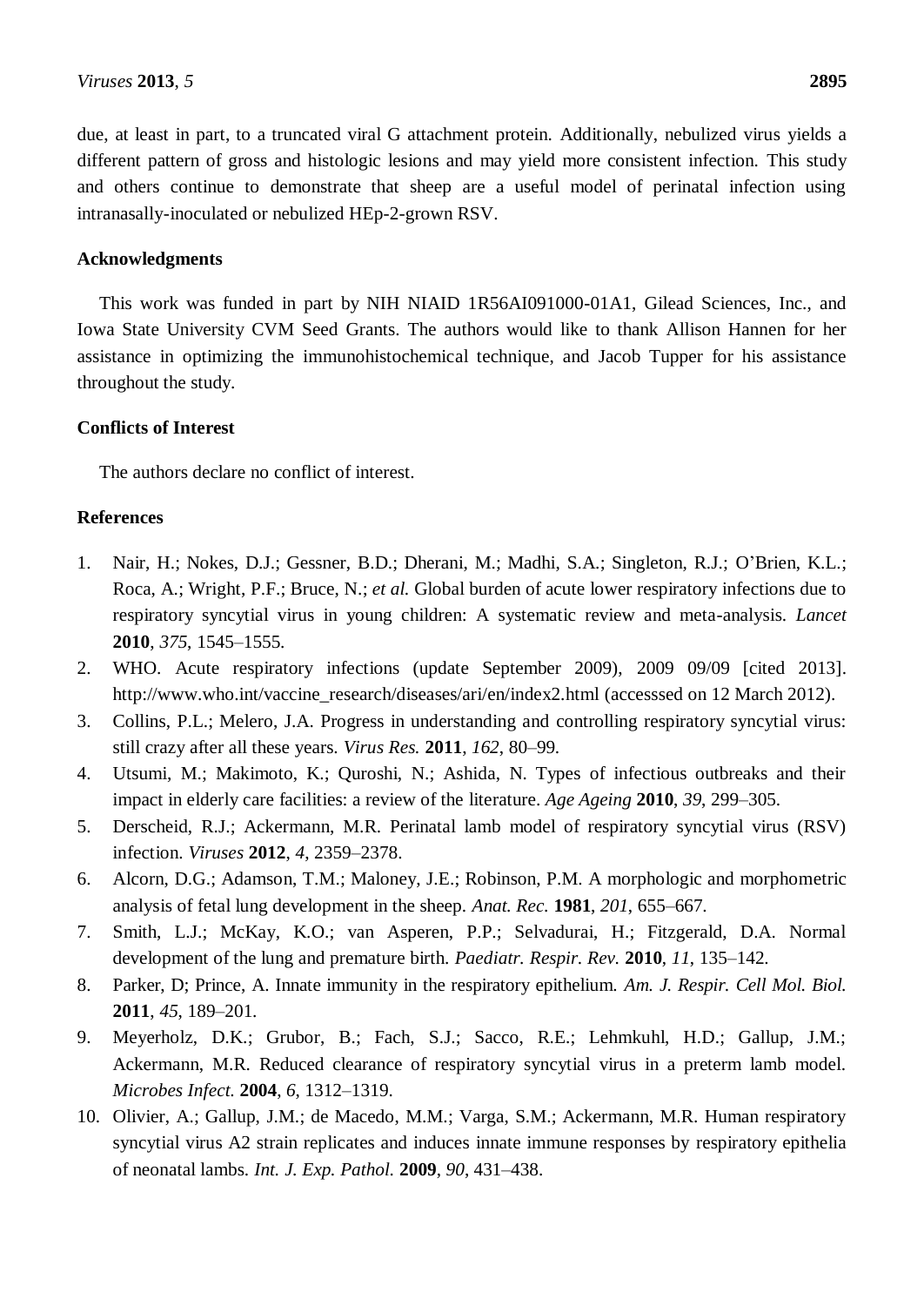due, at least in part, to a truncated viral G attachment protein. Additionally, nebulized virus yields a different pattern of gross and histologic lesions and may yield more consistent infection. This study and others continue to demonstrate that sheep are a useful model of perinatal infection using intranasally-inoculated or nebulized HEp-2-grown RSV.

## Acknowledgments

This work was funded in part by NIH NIAID 1R56AI091000-01A1, Gilead Sciences, Inc., and Iowa State University CVM Seed Grants. The authors would like to thank Allison Hannen for her assistance in optimizing the immunohistochemical technique, and Jacob Tupper for his assistance throughout the study.

## Conflicts of Interest

The authors declare no conflict of interest.

## References

1. Nair, H.; Nokes, D.J.; Gessner, B.D.; Dherani, M.; Madhi, S.A.; Singleton, R.J.; O'Brien, K.L.; Roca, A.; Wright, P.F.; Bruce, N.; *et al.* Global burden of acute lower respiratory infections due to respiratory syncytial virus in young children: A systematic review and meta-analysis. *Lancet* **2010**, *375*, 1545–1555.
2. WHO. Acute respiratory infections (update September 2009), 2009 09/09 [cited 2013]. http://www.who.int/vaccine_research/diseases/ari/en/index2.html (accesssed on 12 March 2012).
3. Collins, P.L.; Melero, J.A. Progress in understanding and controlling respiratory syncytial virus: still crazy after all these years. *Virus Res.* **2011**, *162*, 80–99.
4. Utsumi, M.; Makimoto, K.; Quroshi, N.; Ashida, N. Types of infectious outbreaks and their impact in elderly care facilities: a review of the literature. *Age Ageing* **2010**, *39*, 299–305.
5. Derscheid, R.J.; Ackermann, M.R. Perinatal lamb model of respiratory syncytial virus (RSV) infection. *Viruses* **2012**, *4*, 2359–2378.
6. Alcorn, D.G.; Adamson, T.M.; Maloney, J.E.; Robinson, P.M. A morphologic and morphometric analysis of fetal lung development in the sheep. *Anat. Rec.* **1981**, *201*, 655–667.
7. Smith, L.J.; McKay, K.O.; van Asperen, P.P.; Selvadurai, H.; Fitzgerald, D.A. Normal development of the lung and premature birth. *Paediatr. Respir. Rev.* **2010**, *11*, 135–142.
8. Parker, D; Prince, A. Innate immunity in the respiratory epithelium. *Am. J. Respir. Cell Mol. Biol.* **2011**, *45*, 189–201.
9. Meyerholz, D.K.; Grubor, B.; Fach, S.J.; Sacco, R.E.; Lehmkuhl, H.D.; Gallup, J.M.; Ackermann, M.R. Reduced clearance of respiratory syncytial virus in a preterm lamb model. *Microbes Infect.* **2004**, *6*, 1312–1319.
10. Olivier, A.; Gallup, J.M.; de Macedo, M.M.; Varga, S.M.; Ackermann, M.R. Human respiratory syncytial virus A2 strain replicates and induces innate immune responses by respiratory epithelia of neonatal lambs. *Int. J. Exp. Pathol.* **2009**, *90*, 431–438.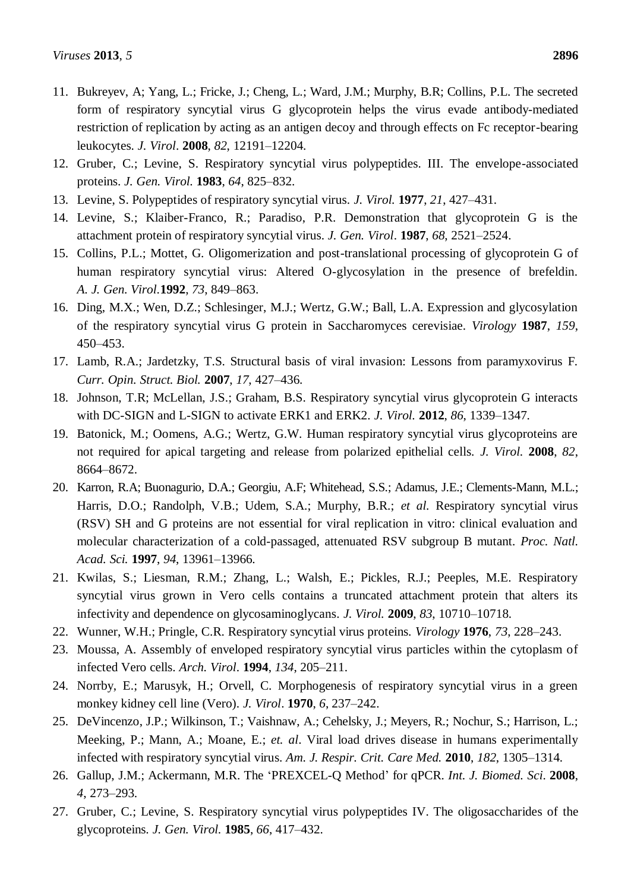11. Bukreyev, A; Yang, L.; Fricke, J.; Cheng, L.; Ward, J.M.; Murphy, B.R; Collins, P.L. The secreted form of respiratory syncytial virus G glycoprotein helps the virus evade antibody-mediated restriction of replication by acting as an antigen decoy and through effects on Fc receptor-bearing leukocytes. *J. Virol.* **2008**, *82*, 12191–12204.
12. Gruber, C.; Levine, S. Respiratory syncytial virus polypeptides. III. The envelope-associated proteins. *J. Gen. Virol.* **1983**, *64*, 825–832.
13. Levine, S. Polypeptides of respiratory syncytial virus. *J. Virol.* **1977**, *21*, 427–431.
14. Levine, S.; Klaiber-Franco, R.; Paradiso, P.R. Demonstration that glycoprotein G is the attachment protein of respiratory syncytial virus. *J. Gen. Virol*. **1987**, *68*, 2521–2524.
15. Collins, P.L.; Mottet, G. Oligomerization and post-translational processing of glycoprotein G of human respiratory syncytial virus: Altered O-glycosylation in the presence of brefeldin. *A. J. Gen. Virol.***1992**, *73*, 849–863.
16. Ding, M.X.; Wen, D.Z.; Schlesinger, M.J.; Wertz, G.W.; Ball, L.A. Expression and glycosylation of the respiratory syncytial virus G protein in Saccharomyces cerevisiae. *Virology* **1987**, *159*, 450–453.
17. Lamb, R.A.; Jardetzky, T.S. Structural basis of viral invasion: Lessons from paramyxovirus F. *Curr. Opin. Struct. Biol.* **2007**, *17*, 427–436.
18. Johnson, T.R; McLellan, J.S.; Graham, B.S. Respiratory syncytial virus glycoprotein G interacts with DC-SIGN and L-SIGN to activate ERK1 and ERK2. *J. Virol.* **2012**, *86*, 1339–1347.
19. Batonick, M.; Oomens, A.G.; Wertz, G.W. Human respiratory syncytial virus glycoproteins are not required for apical targeting and release from polarized epithelial cells. *J. Virol.* **2008**, *82*, 8664–8672.
20. Karron, R.A; Buonagurio, D.A.; Georgiu, A.F; Whitehead, S.S.; Adamus, J.E.; Clements-Mann, M.L.; Harris, D.O.; Randolph, V.B.; Udem, S.A.; Murphy, B.R.; *et al.* Respiratory syncytial virus (RSV) SH and G proteins are not essential for viral replication in vitro: clinical evaluation and molecular characterization of a cold-passaged, attenuated RSV subgroup B mutant. *Proc. Natl. Acad. Sci.* **1997**, *94*, 13961–13966.
21. Kwilas, S.; Liesman, R.M.; Zhang, L.; Walsh, E.; Pickles, R.J.; Peeples, M.E. Respiratory syncytial virus grown in Vero cells contains a truncated attachment protein that alters its infectivity and dependence on glycosaminoglycans. *J. Virol.* **2009**, *83*, 10710–10718.
22. Wunner, W.H.; Pringle, C.R. Respiratory syncytial virus proteins. *Virology* **1976**, *73*, 228–243.
23. Moussa, A. Assembly of enveloped respiratory syncytial virus particles within the cytoplasm of infected Vero cells. *Arch. Virol*. **1994**, *134*, 205–211.
24. Norrby, E.; Marusyk, H.; Orvell, C. Morphogenesis of respiratory syncytial virus in a green monkey kidney cell line (Vero). *J. Virol*. **1970**, *6*, 237–242.
25. DeVincenzo, J.P.; Wilkinson, T.; Vaishnaw, A.; Cehelsky, J.; Meyers, R.; Nochur, S.; Harrison, L.; Meeking, P.; Mann, A.; Moane, E.; *et. al*. Viral load drives disease in humans experimentally infected with respiratory syncytial virus. *Am. J. Respir. Crit. Care Med.* **2010**, *182*, 1305–1314.
26. Gallup, J.M.; Ackermann, M.R. The 'PREXCEL-Q Method' for qPCR. *Int. J. Biomed. Sci*. **2008**, *4*, 273–293.
27. Gruber, C.; Levine, S. Respiratory syncytial virus polypeptides IV. The oligosaccharides of the glycoproteins. *J. Gen. Virol.* **1985**, *66*, 417–432.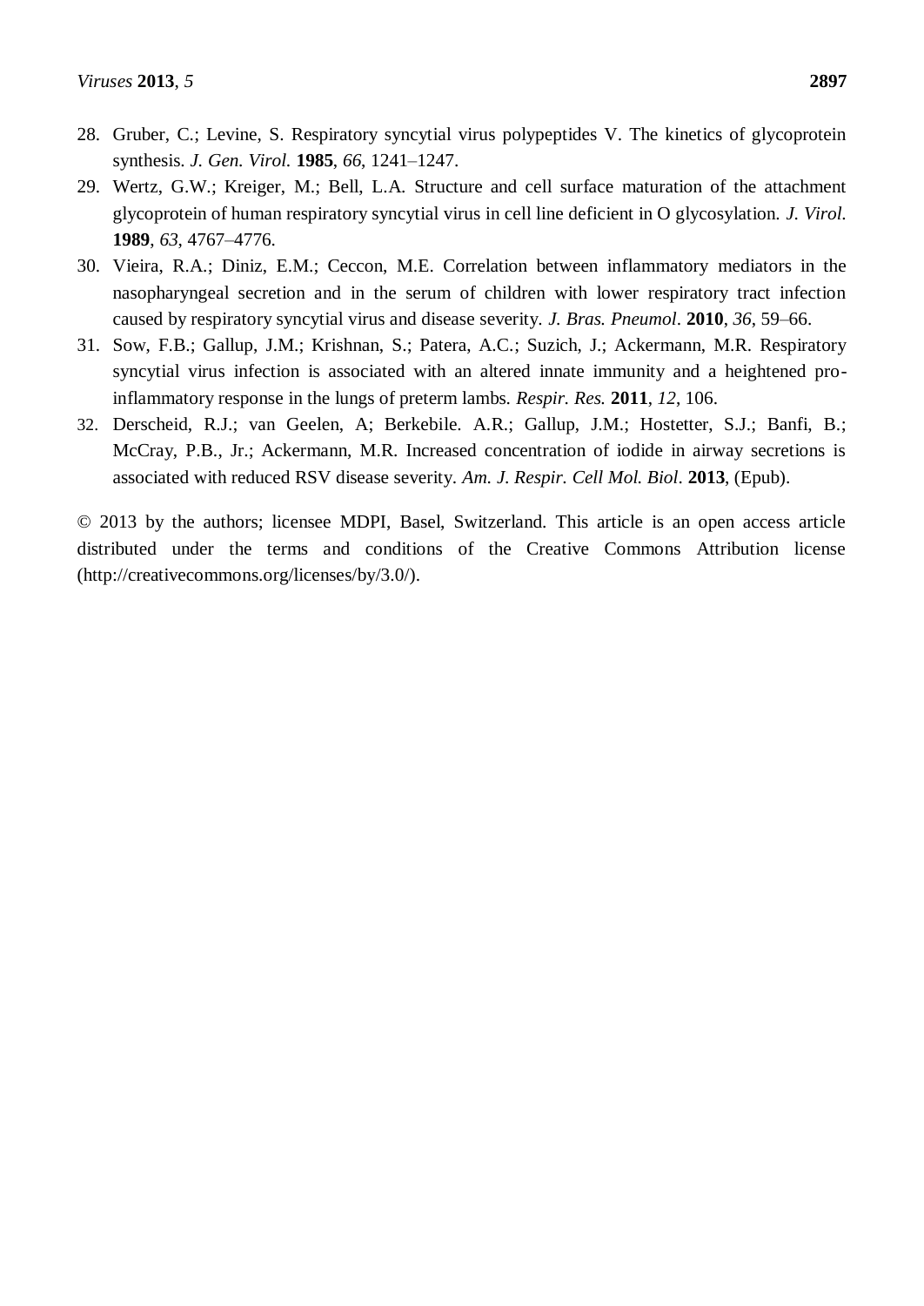28. Gruber, C.; Levine, S. Respiratory syncytial virus polypeptides V. The kinetics of glycoprotein synthesis. *J. Gen. Virol.* **1985**, *66*, 1241–1247.
29. Wertz, G.W.; Kreiger, M.; Bell, L.A. Structure and cell surface maturation of the attachment glycoprotein of human respiratory syncytial virus in cell line deficient in O glycosylation. *J. Virol.* **1989**, *63*, 4767–4776.
30. Vieira, R.A.; Diniz, E.M.; Ceccon, M.E. Correlation between inflammatory mediators in the nasopharyngeal secretion and in the serum of children with lower respiratory tract infection caused by respiratory syncytial virus and disease severity. *J. Bras. Pneumol*. **2010**, *36*, 59–66.
31. Sow, F.B.; Gallup, J.M.; Krishnan, S.; Patera, A.C.; Suzich, J.; Ackermann, M.R. Respiratory syncytial virus infection is associated with an altered innate immunity and a heightened pro-inflammatory response in the lungs of preterm lambs. *Respir. Res.* **2011**, *12*, 106.
32. Derscheid, R.J.; van Geelen, A; Berkebile. A.R.; Gallup, J.M.; Hostetter, S.J.; Banfi, B.; McCray, P.B., Jr.; Ackermann, M.R. Increased concentration of iodide in airway secretions is associated with reduced RSV disease severity. *Am. J. Respir. Cell Mol. Biol*. **2013**, (Epub).

© 2013 by the authors; licensee MDPI, Basel, Switzerland. This article is an open access article distributed under the terms and conditions of the Creative Commons Attribution license (http://creativecommons.org/licenses/by/3.0/).